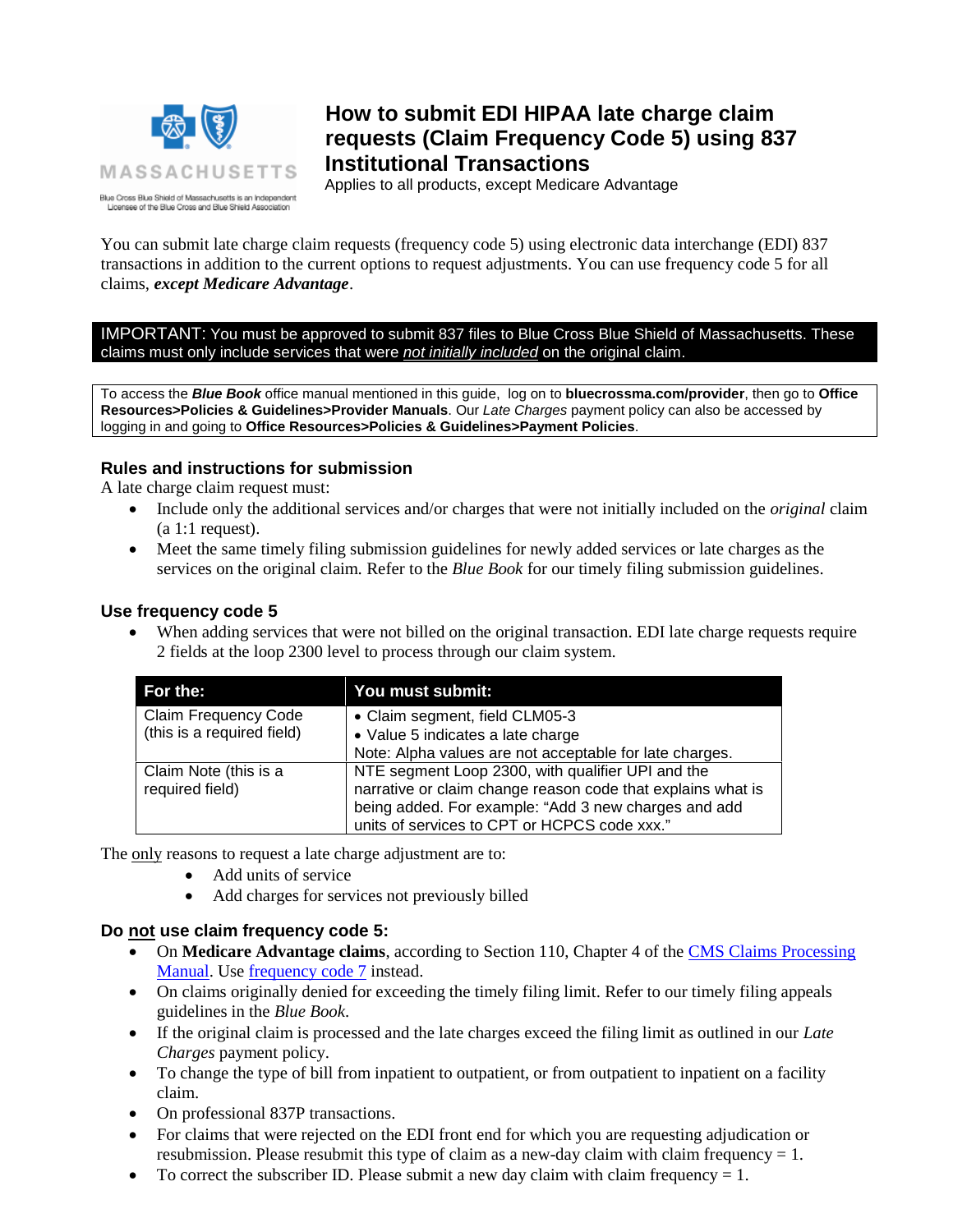MASSACHUSETTS

Blue Cross Blue Shield of Massachusetts is an Independent Licensee of the Blue Cross and Blue Shield Association

# How to submit EDI HIPAA late charge claim requests (Claim Frequency Code 5) using 837 Institutional Transactions

Applies to all products, except Medicare Advantage

You can submit late charge claim requests (frequency code 5) using electronic data interchange (EDI) 837 transactions in addition to the current options to request adjustments. You can use frequency code 5 for all claims, ***except Medicare Advantage***.

**IMPORTANT:** You must be approved to submit 837 files to Blue Cross Blue Shield of Massachusetts. These claims must only include services that were *not initially included* on the original claim.

To access the ***Blue Book*** office manual mentioned in this guide, log on to **bluecrossma.com/provider**, then go to **Office Resources>Policies & Guidelines>Provider Manuals**. Our *Late Charges* payment policy can also be accessed by logging in and going to **Office Resources>Policies & Guidelines>Payment Policies**.

### Rules and instructions for submission

A late charge claim request must:

- Include only the additional services and/or charges that were not initially included on the *original* claim (a 1:1 request).
- Meet the same timely filing submission guidelines for newly added services or late charges as the services on the original claim. Refer to the *Blue Book* for our timely filing submission guidelines.

### Use frequency code 5

- When adding services that were not billed on the original transaction. EDI late charge requests require 2 fields at the loop 2300 level to process through our claim system.

| For the: | You must submit: |
|---|---|
| Claim Frequency Code (this is a required field) | • Claim segment, field CLM05-3<br>• Value 5 indicates a late charge<br>Note: Alpha values are not acceptable for late charges. |
| Claim Note (this is a required field) | NTE segment Loop 2300, with qualifier UPI and the narrative or claim change reason code that explains what is being added. For example: "Add 3 new charges and add units of services to CPT or HCPCS code xxx." |

The only reasons to request a late charge adjustment are to:

- Add units of service
- Add charges for services not previously billed

### Do not use claim frequency code 5:

- On **Medicare Advantage claims**, according to Section 110, Chapter 4 of the CMS Claims Processing Manual. Use frequency code 7 instead.
- On claims originally denied for exceeding the timely filing limit. Refer to our timely filing appeals guidelines in the *Blue Book*.
- If the original claim is processed and the late charges exceed the filing limit as outlined in our *Late Charges* payment policy.
- To change the type of bill from inpatient to outpatient, or from outpatient to inpatient on a facility claim.
- On professional 837P transactions.
- For claims that were rejected on the EDI front end for which you are requesting adjudication or resubmission. Please resubmit this type of claim as a new-day claim with claim frequency = 1.
- To correct the subscriber ID. Please submit a new day claim with claim frequency = 1.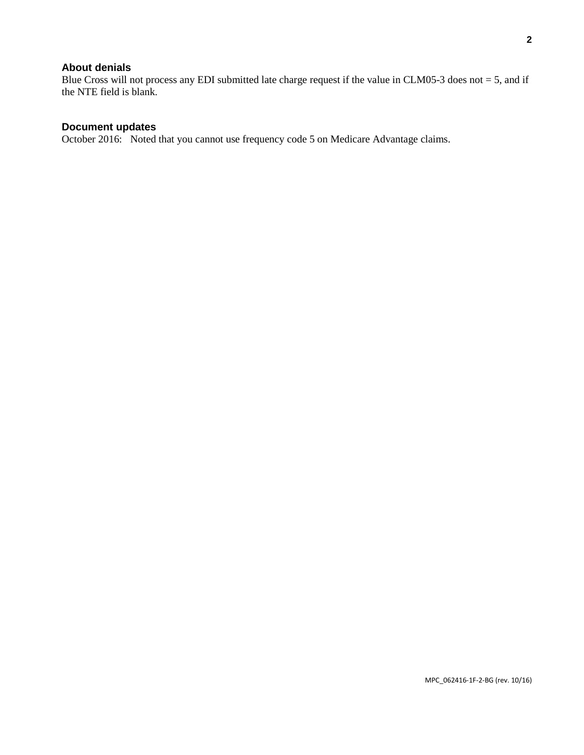### About denials

Blue Cross will not process any EDI submitted late charge request if the value in CLM05-3 does not = 5, and if the NTE field is blank.

### Document updates

October 2016: Noted that you cannot use frequency code 5 on Medicare Advantage claims.

MPC_062416-1F-2-BG (rev. 10/16)